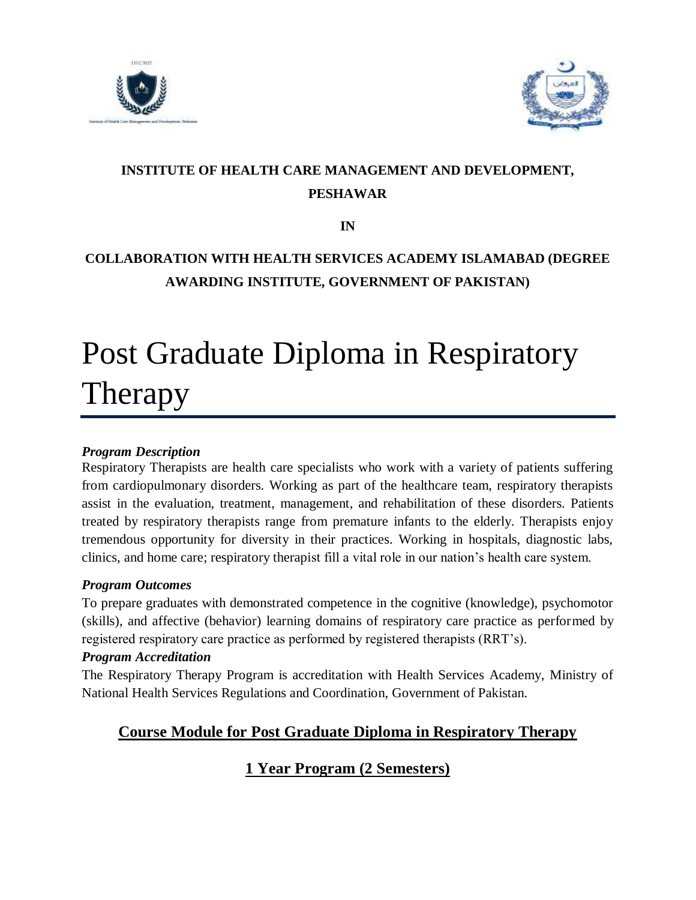**INSTITUTE OF HEALTH CARE MANAGEMENT AND DEVELOPMENT, PESHAWAR**

**IN**

**COLLABORATION WITH HEALTH SERVICES ACADEMY ISLAMABAD (DEGREE AWARDING INSTITUTE, GOVERNMENT OF PAKISTAN)**

# Post Graduate Diploma in Respiratory Therapy

***Program Description***

Respiratory Therapists are health care specialists who work with a variety of patients suffering from cardiopulmonary disorders. Working as part of the healthcare team, respiratory therapists assist in the evaluation, treatment, management, and rehabilitation of these disorders. Patients treated by respiratory therapists range from premature infants to the elderly. Therapists enjoy tremendous opportunity for diversity in their practices. Working in hospitals, diagnostic labs, clinics, and home care; respiratory therapist fill a vital role in our nation's health care system.

***Program Outcomes***

To prepare graduates with demonstrated competence in the cognitive (knowledge), psychomotor (skills), and affective (behavior) learning domains of respiratory care practice as performed by registered respiratory care practice as performed by registered therapists (RRT's).

***Program Accreditation***

The Respiratory Therapy Program is accreditation with Health Services Academy, Ministry of National Health Services Regulations and Coordination, Government of Pakistan.

## Course Module for Post Graduate Diploma in Respiratory Therapy

## 1 Year Program (2 Semesters)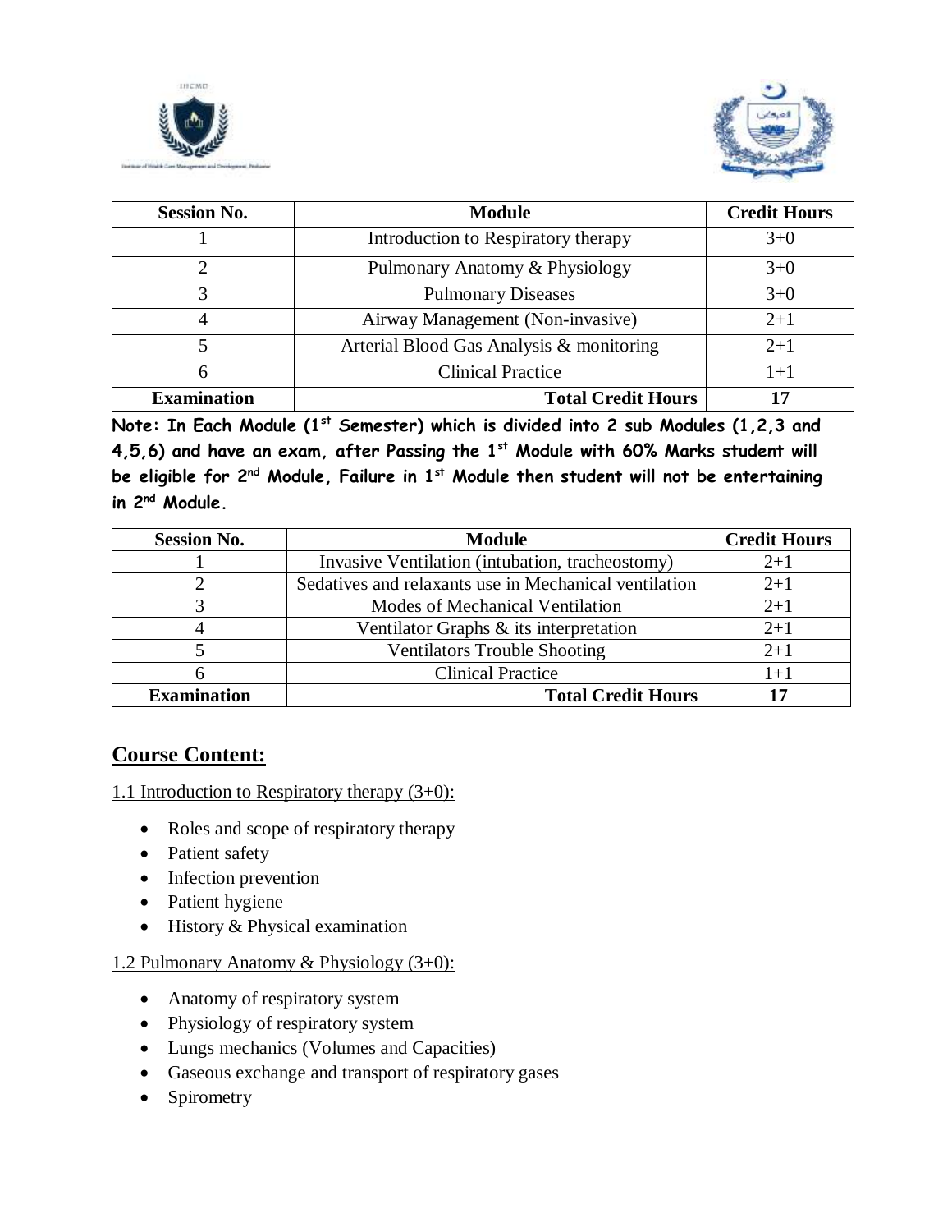| Session No. | Module | Credit Hours |
|---|---|---|
| 1 | Introduction to Respiratory therapy | 3+0 |
| 2 | Pulmonary Anatomy & Physiology | 3+0 |
| 3 | Pulmonary Diseases | 3+0 |
| 4 | Airway Management (Non-invasive) | 2+1 |
| 5 | Arterial Blood Gas Analysis & monitoring | 2+1 |
| 6 | Clinical Practice | 1+1 |
| **Examination** | **Total Credit Hours** | **17** |

**Note: In Each Module (1st Semester) which is divided into 2 sub Modules (1,2,3 and 4,5,6) and have an exam, after Passing the 1st Module with 60% Marks student will be eligible for 2nd Module, Failure in 1st Module then student will not be entertaining in 2nd Module.**

| Session No. | Module | Credit Hours |
|---|---|---|
| 1 | Invasive Ventilation (intubation, tracheostomy) | 2+1 |
| 2 | Sedatives and relaxants use in Mechanical ventilation | 2+1 |
| 3 | Modes of Mechanical Ventilation | 2+1 |
| 4 | Ventilator Graphs & its interpretation | 2+1 |
| 5 | Ventilators Trouble Shooting | 2+1 |
| 6 | Clinical Practice | 1+1 |
| **Examination** | **Total Credit Hours** | **17** |

## Course Content:

1.1 Introduction to Respiratory therapy (3+0):

- Roles and scope of respiratory therapy
- Patient safety
- Infection prevention
- Patient hygiene
- History & Physical examination

1.2 Pulmonary Anatomy & Physiology (3+0):

- Anatomy of respiratory system
- Physiology of respiratory system
- Lungs mechanics (Volumes and Capacities)
- Gaseous exchange and transport of respiratory gases
- Spirometry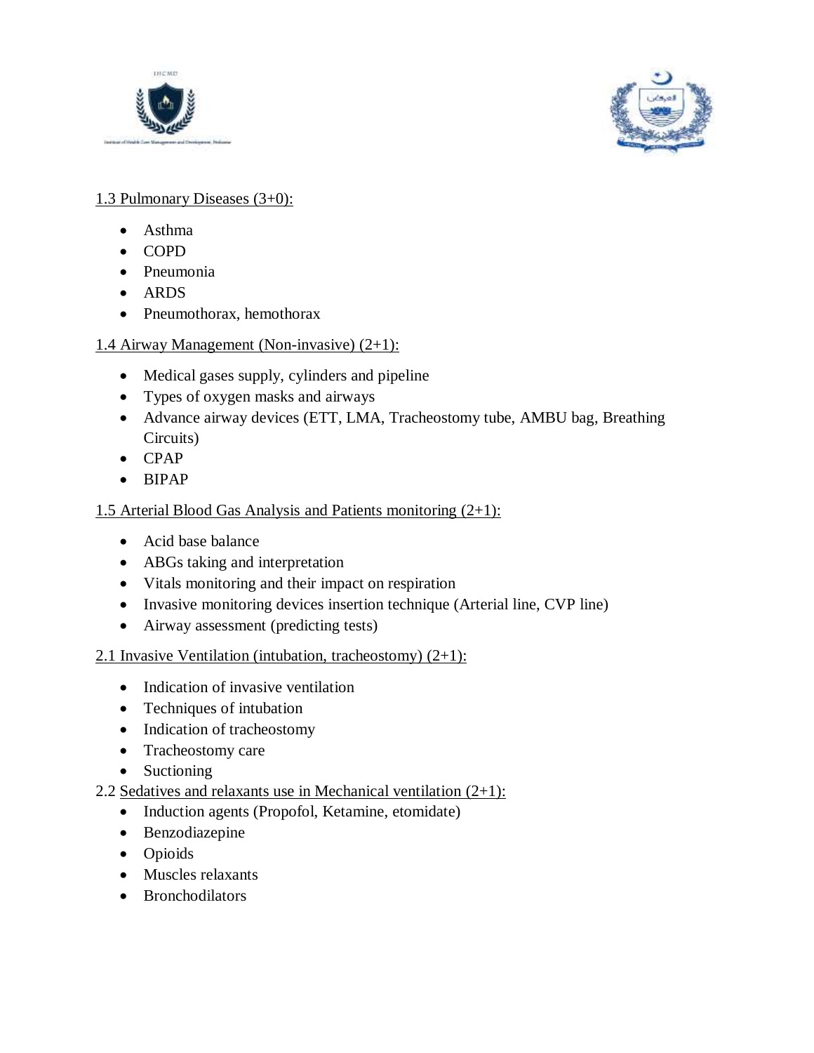1.3 Pulmonary Diseases (3+0):

- Asthma
- COPD
- Pneumonia
- ARDS
- Pneumothorax, hemothorax

1.4 Airway Management (Non-invasive) (2+1):

- Medical gases supply, cylinders and pipeline
- Types of oxygen masks and airways
- Advance airway devices (ETT, LMA, Tracheostomy tube, AMBU bag, Breathing Circuits)
- CPAP
- BIPAP

1.5 Arterial Blood Gas Analysis and Patients monitoring (2+1):

- Acid base balance
- ABGs taking and interpretation
- Vitals monitoring and their impact on respiration
- Invasive monitoring devices insertion technique (Arterial line, CVP line)
- Airway assessment (predicting tests)

2.1 Invasive Ventilation (intubation, tracheostomy) (2+1):

- Indication of invasive ventilation
- Techniques of intubation
- Indication of tracheostomy
- Tracheostomy care
- Suctioning

2.2 Sedatives and relaxants use in Mechanical ventilation (2+1):

- Induction agents (Propofol, Ketamine, etomidate)
- Benzodiazepine
- Opioids
- Muscles relaxants
- Bronchodilators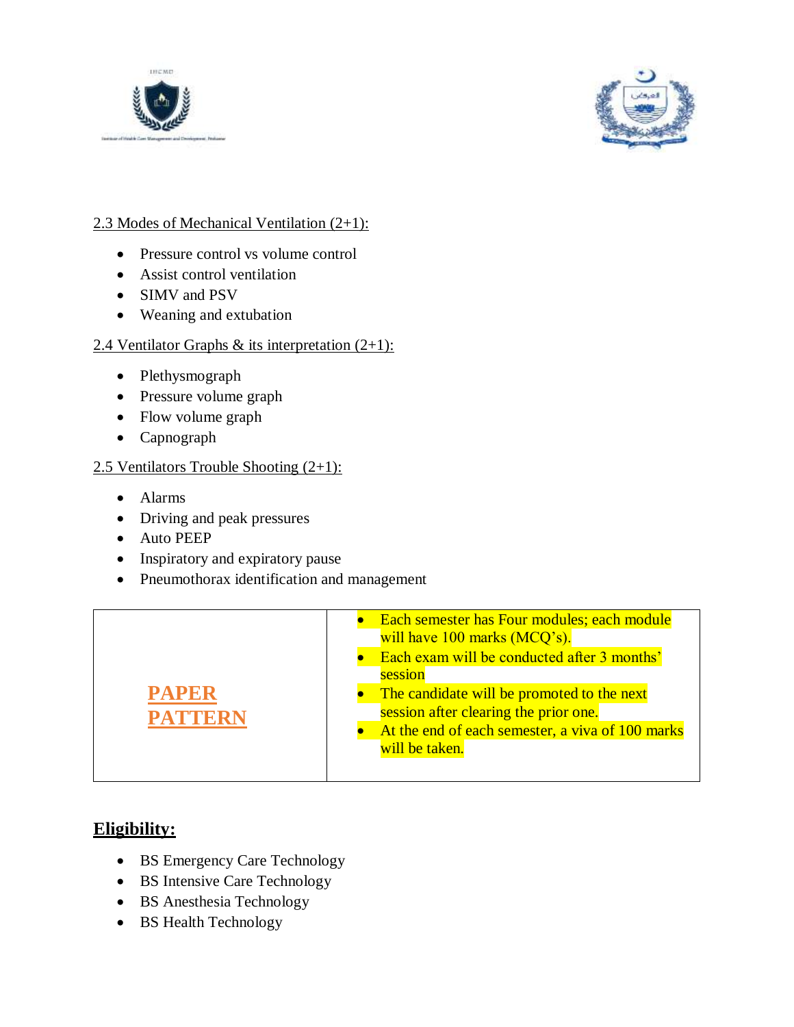2.3 Modes of Mechanical Ventilation (2+1):

- Pressure control vs volume control
- Assist control ventilation
- SIMV and PSV
- Weaning and extubation

2.4 Ventilator Graphs & its interpretation (2+1):

- Plethysmograph
- Pressure volume graph
- Flow volume graph
- Capnograph

2.5 Ventilators Trouble Shooting (2+1):

- Alarms
- Driving and peak pressures
- Auto PEEP
- Inspiratory and expiratory pause
- Pneumothorax identification and management

| **PAPER PATTERN** | • Each semester has Four modules; each module will have 100 marks (MCQ's).<br>• Each exam will be conducted after 3 months' session<br>• The candidate will be promoted to the next session after clearing the prior one.<br>• At the end of each semester, a viva of 100 marks will be taken. |
|---|---|

## Eligibility:

- BS Emergency Care Technology
- BS Intensive Care Technology
- BS Anesthesia Technology
- BS Health Technology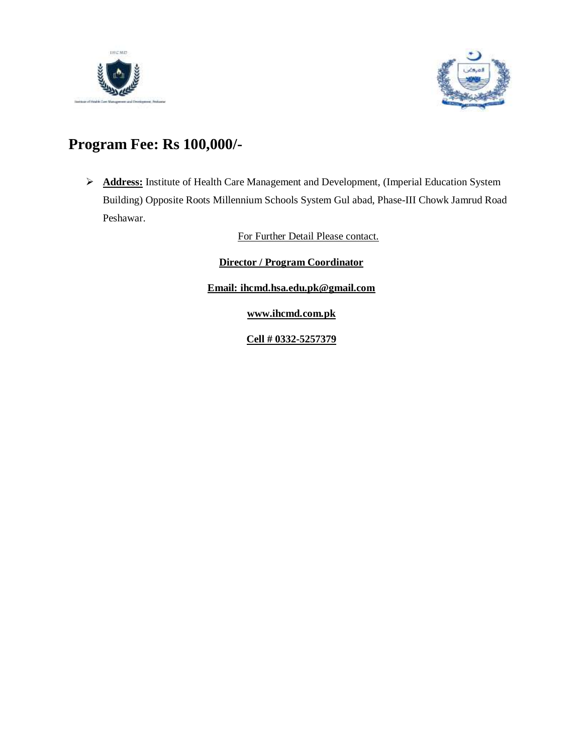## Program Fee: Rs 100,000/-

- **Address:** Institute of Health Care Management and Development, (Imperial Education System Building) Opposite Roots Millennium Schools System Gul abad, Phase-III Chowk Jamrud Road Peshawar.

For Further Detail Please contact.

**Director / Program Coordinator**

**Email: ihcmd.hsa.edu.pk@gmail.com**

**www.ihcmd.com.pk**

**Cell # 0332-5257379**